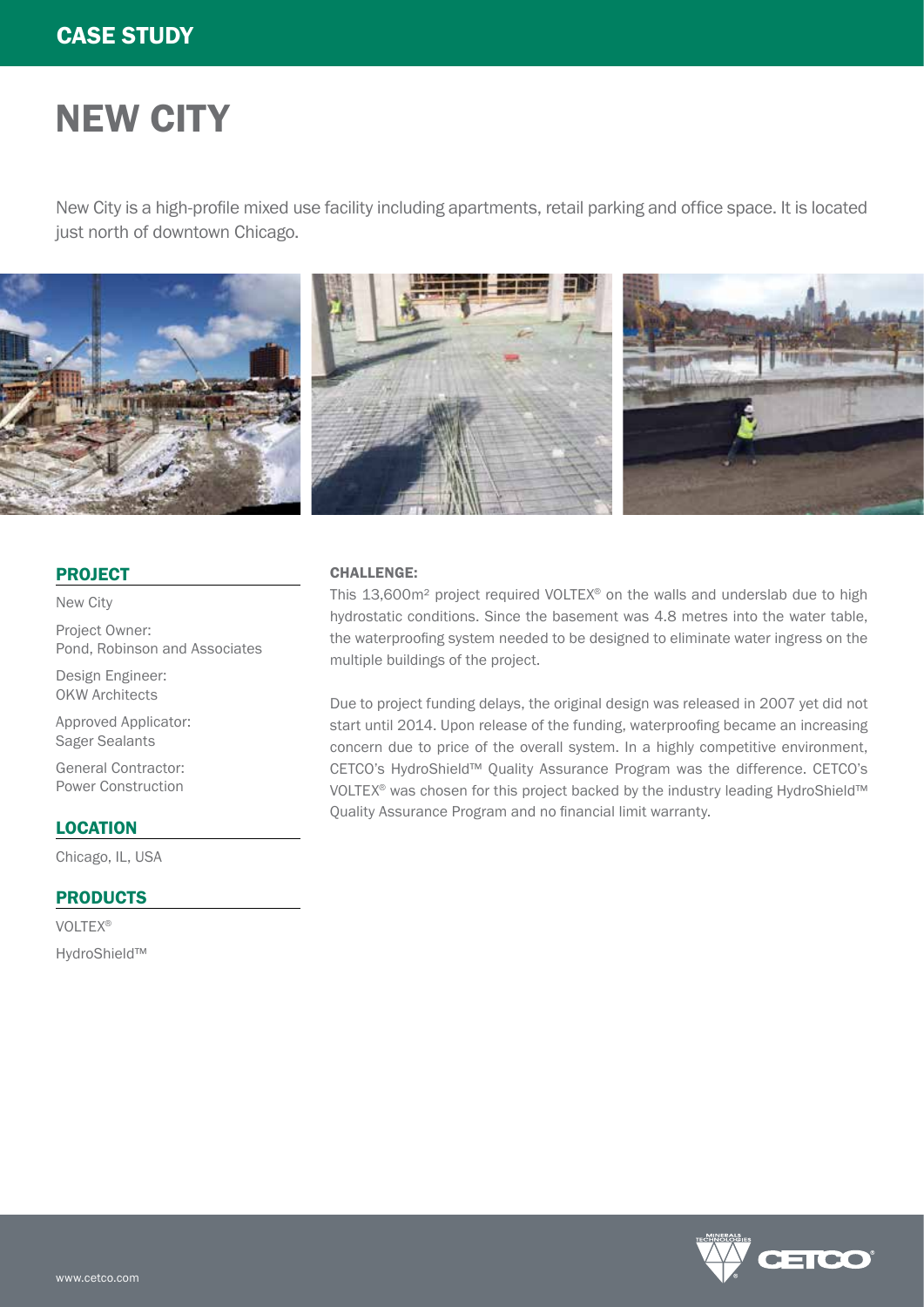CASE STUDY

# NEW CITY

New City is a high-profile mixed use facility including apartments, retail parking and office space. It is located just north of downtown Chicago.

## PROJECT

New City

Project Owner:
Pond, Robinson and Associates

Design Engineer:
OKW Architects

Approved Applicator:
Sager Sealants

General Contractor:
Power Construction

## LOCATION

Chicago, IL, USA

## PRODUCTS

VOLTEX®

HydroShield™

### CHALLENGE:

This 13,600m² project required VOLTEX® on the walls and underslab due to high hydrostatic conditions. Since the basement was 4.8 metres into the water table, the waterproofing system needed to be designed to eliminate water ingress on the multiple buildings of the project.

Due to project funding delays, the original design was released in 2007 yet did not start until 2014. Upon release of the funding, waterproofing became an increasing concern due to price of the overall system. In a highly competitive environment, CETCO's HydroShield™ Quality Assurance Program was the difference. CETCO's VOLTEX® was chosen for this project backed by the industry leading HydroShield™ Quality Assurance Program and no financial limit warranty.

www.cetco.com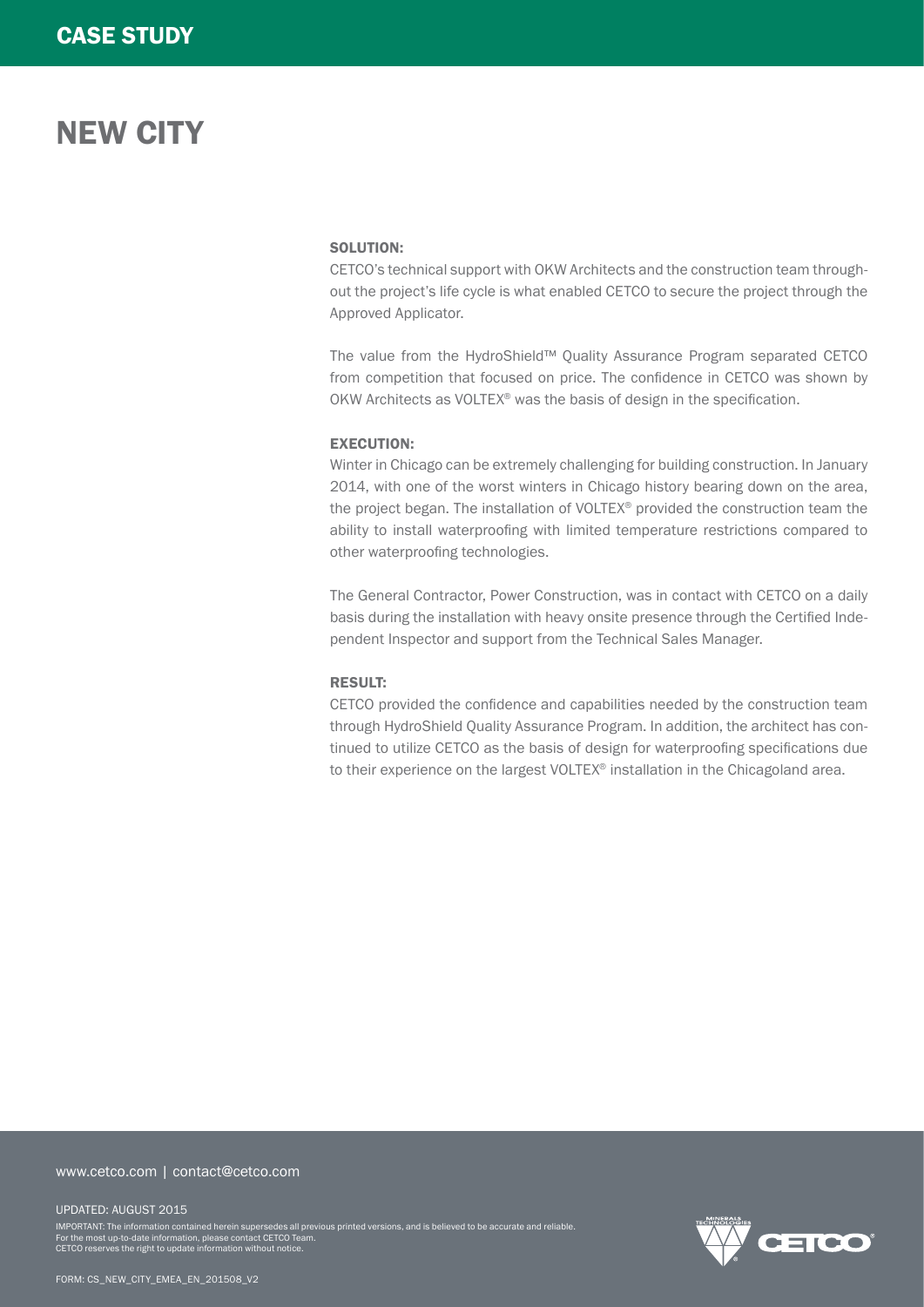## CASE STUDY

# NEW CITY

### SOLUTION:

CETCO's technical support with OKW Architects and the construction team throughout the project's life cycle is what enabled CETCO to secure the project through the Approved Applicator.

The value from the HydroShield™ Quality Assurance Program separated CETCO from competition that focused on price. The confidence in CETCO was shown by OKW Architects as VOLTEX® was the basis of design in the specification.

### EXECUTION:

Winter in Chicago can be extremely challenging for building construction. In January 2014, with one of the worst winters in Chicago history bearing down on the area, the project began. The installation of VOLTEX® provided the construction team the ability to install waterproofing with limited temperature restrictions compared to other waterproofing technologies.

The General Contractor, Power Construction, was in contact with CETCO on a daily basis during the installation with heavy onsite presence through the Certified Independent Inspector and support from the Technical Sales Manager.

### RESULT:

CETCO provided the confidence and capabilities needed by the construction team through HydroShield Quality Assurance Program. In addition, the architect has continued to utilize CETCO as the basis of design for waterproofing specifications due to their experience on the largest VOLTEX® installation in the Chicagoland area.

www.cetco.com | contact@cetco.com

UPDATED: AUGUST 2015

IMPORTANT: The information contained herein supersedes all previous printed versions, and is believed to be accurate and reliable. For the most up-to-date information, please contact CETCO Team. CETCO reserves the right to update information without notice.

FORM: CS_NEW_CITY_EMEA_EN_201508_V2